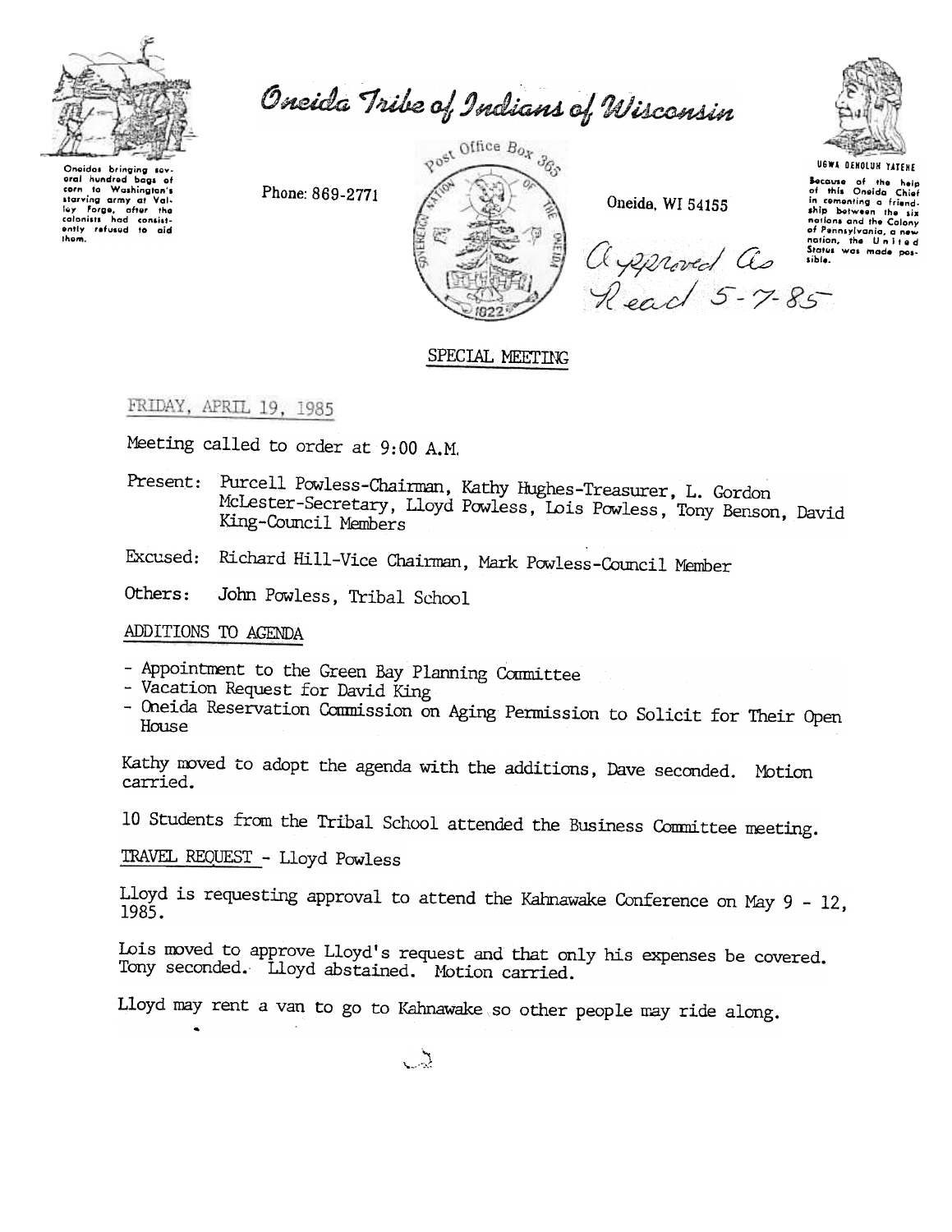Oneida Tribe of Indians of Wisconsin

Oneidas bringing several hundred bags of corn to Washington's starving army at Valley Forge, after the colonists had consistently refused to aid them.

Phone: 869-2771

Post Office Box 365

Oneida, WI 54155

UGWA DEHOLUH YATEHE

Because of the help of this Oneida Chief in cementing a friendship between the six nations and the Colony of Pennsylvania, a new nation, the United States was made possible.

Approved As Read 5-7-85

## SPECIAL MEETING

FRIDAY, APRIL 19, 1985

Meeting called to order at 9:00 A.M.

Present: Purcell Powless-Chairman, Kathy Hughes-Treasurer, L. Gordon McLester-Secretary, Lloyd Powless, Lois Powless, Tony Benson, David King-Council Members

Excused: Richard Hill-Vice Chairman, Mark Powless-Council Member

Others: John Powless, Tribal School

### ADDITIONS TO AGENDA

- Appointment to the Green Bay Planning Committee
- Vacation Request for David King
- Oneida Reservation Commission on Aging Permission to Solicit for Their Open House

Kathy moved to adopt the agenda with the additions, Dave seconded. Motion carried.

10 Students from the Tribal School attended the Business Committee meeting.

### TRAVEL REQUEST - Lloyd Powless

Lloyd is requesting approval to attend the Kahnawake Conference on May 9 - 12, 1985.

Lois moved to approve Lloyd's request and that only his expenses be covered. Tony seconded. Lloyd abstained. Motion carried.

Lloyd may rent a van to go to Kahnawake so other people may ride along.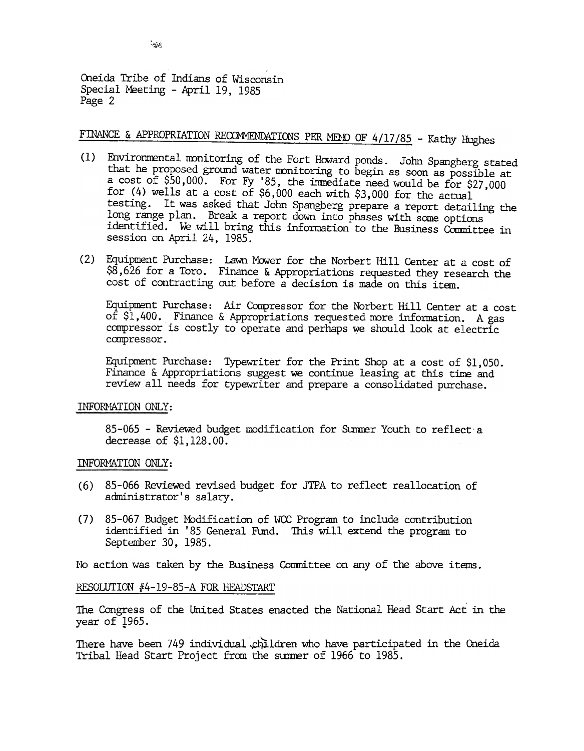Oneida Tribe of Indians of Wisconsin
Special Meeting - April 19, 1985
Page 2

## FINANCE & APPROPRIATION RECOMMENDATIONS PER MEMO OF 4/17/85 - Kathy Hughes

(1) Environmental monitoring of the Fort Howard ponds. John Spangberg stated that he proposed ground water monitoring to begin as soon as possible at a cost of $50,000. For Fy '85, the immediate need would be for $27,000 for (4) wells at a cost of $6,000 each with $3,000 for the actual testing. It was asked that John Spangberg prepare a report detailing the long range plan. Break a report down into phases with some options identified. We will bring this information to the Business Committee in session on April 24, 1985.

(2) Equipment Purchase: Lawn Mower for the Norbert Hill Center at a cost of $8,626 for a Toro. Finance & Appropriations requested they research the cost of contracting out before a decision is made on this item.

Equipment Purchase: Air Compressor for the Norbert Hill Center at a cost of $1,400. Finance & Appropriations requested more information. A gas compressor is costly to operate and perhaps we should look at electric compressor.

Equipment Purchase: Typewriter for the Print Shop at a cost of $1,050. Finance & Appropriations suggest we continue leasing at this time and review all needs for typewriter and prepare a consolidated purchase.

INFORMATION ONLY:

85-065 - Reviewed budget modification for Summer Youth to reflect a decrease of $1,128.00.

INFORMATION ONLY:

(6) 85-066 Reviewed revised budget for JTPA to reflect reallocation of administrator's salary.

(7) 85-067 Budget Modification of WCC Program to include contribution identified in '85 General Fund. This will extend the program to September 30, 1985.

No action was taken by the Business Committee on any of the above items.

## RESOLUTION #4-19-85-A FOR HEADSTART

The Congress of the United States enacted the National Head Start Act in the year of 1965.

There have been 749 individual children who have participated in the Oneida Tribal Head Start Project from the summer of 1966 to 1985.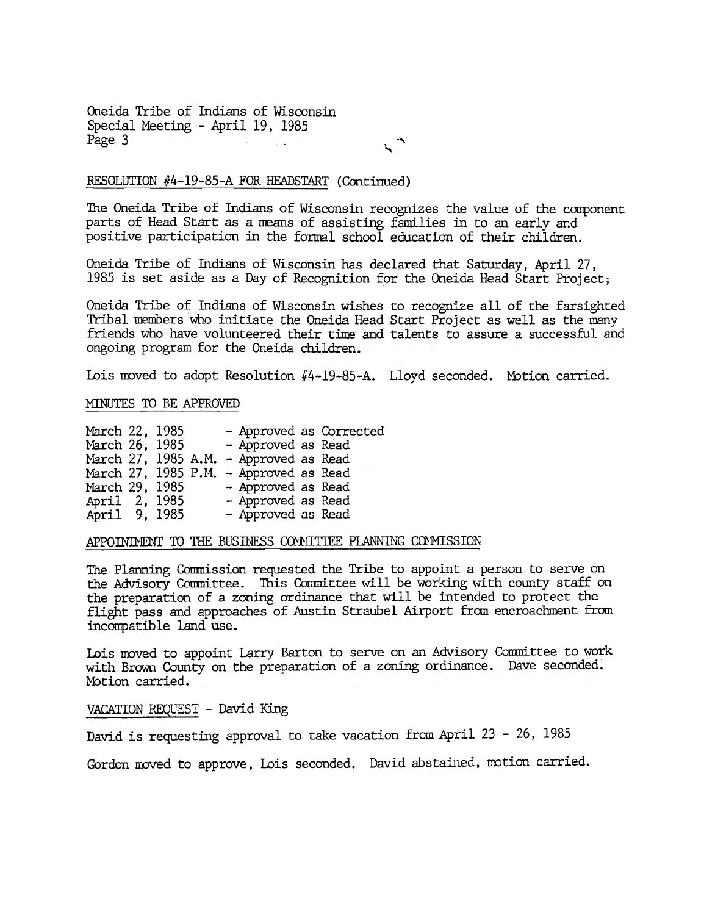RESOLUTION #4-19-85-A FOR HEADSTART (Continued)

The Oneida Tribe of Indians of Wisconsin recognizes the value of the component parts of Head Start as a means of assisting families in to an early and positive participation in the formal school education of their children.

Oneida Tribe of Indians of Wisconsin has declared that Saturday, April 27, 1985 is set aside as a Day of Recognition for the Oneida Head Start Project;

Oneida Tribe of Indians of Wisconsin wishes to recognize all of the farsighted Tribal members who initiate the Oneida Head Start Project as well as the many friends who have volunteered their time and talents to assure a successful and ongoing program for the Oneida children.

Lois moved to adopt Resolution #4-19-85-A. Lloyd seconded. Motion carried.

MINUTES TO BE APPROVED

| | |
|---|---|
| March 22, 1985 | - Approved as Corrected |
| March 26, 1985 | - Approved as Read |
| March 27, 1985 A.M. | - Approved as Read |
| March 27, 1985 P.M. | - Approved as Read |
| March 29, 1985 | - Approved as Read |
| April 2, 1985 | - Approved as Read |
| April 9, 1985 | - Approved as Read |

APPOINTMENT TO THE BUSINESS COMMITTEE PLANNING COMMISSION

The Planning Commission requested the Tribe to appoint a person to serve on the Advisory Committee. This Committee will be working with county staff on the preparation of a zoning ordinance that will be intended to protect the flight pass and approaches of Austin Straubel Airport from encroachment from incompatible land use.

Lois moved to appoint Larry Barton to serve on an Advisory Committee to work with Brown County on the preparation of a zoning ordinance. Dave seconded. Motion carried.

VACATION REQUEST - David King

David is requesting approval to take vacation from April 23 - 26, 1985

Gordon moved to approve, Lois seconded. David abstained, motion carried.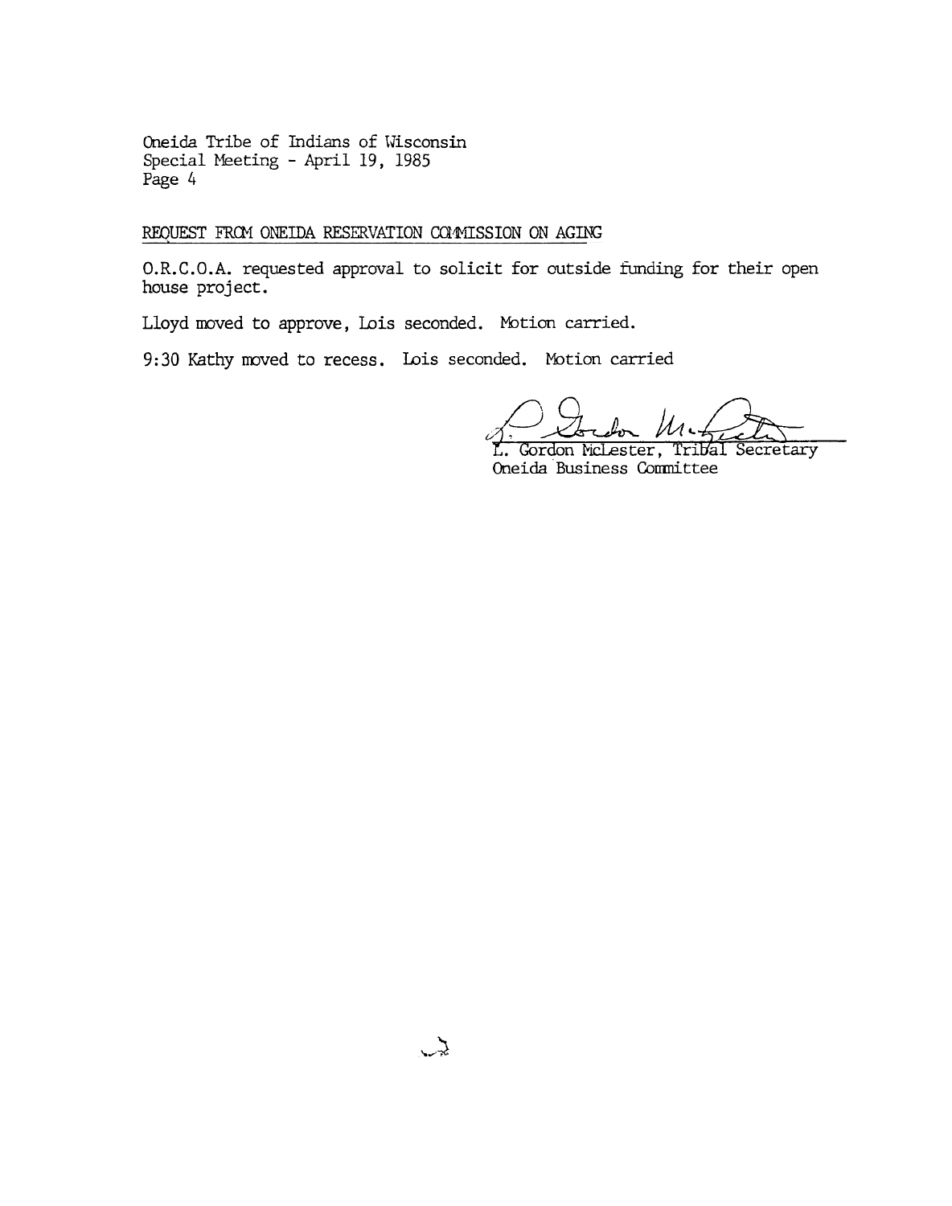Oneida Tribe of Indians of Wisconsin
Special Meeting - April 19, 1985
Page 4

REQUEST FROM ONEIDA RESERVATION COMMISSION ON AGING

O.R.C.O.A. requested approval to solicit for outside funding for their open house project.

Lloyd moved to approve, Lois seconded. Motion carried.

9:30 Kathy moved to recess. Lois seconded. Motion carried

L. Gordon McLester, Tribal Secretary
Oneida Business Committee